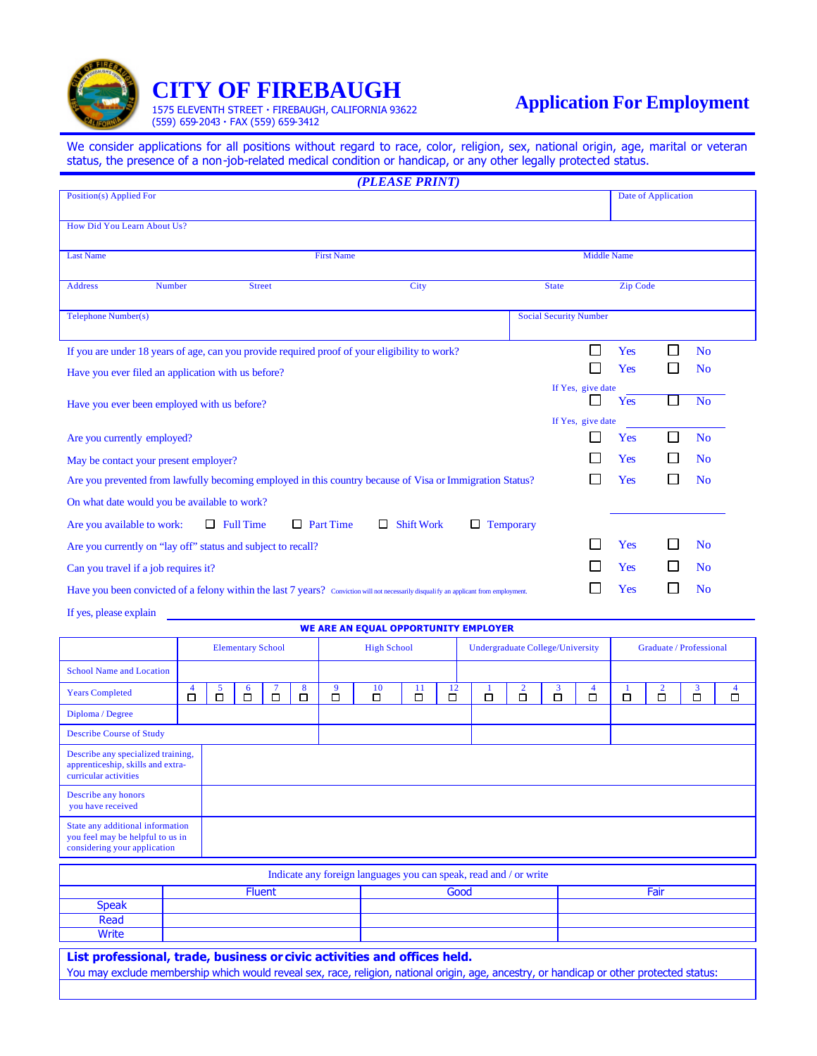# CITY OF FIREBAUGH

1575 ELEVENTH STREET • FIREBAUGH, CALIFORNIA 93622
(559) 659-2043 • FAX (559) 659-3412

## Application For Employment

We consider applications for all positions without regard to race, color, religion, sex, national origin, age, marital or veteran status, the presence of a non-job-related medical condition or handicap, or any other legally protected status.

***(PLEASE PRINT)***

| Position(s) Applied For | | | | | Date of Application |
|---|---|---|---|---|---|
| How Did You Learn About Us? | | | | | |
| Last Name | | First Name | | Middle Name | |
| Address | Number | Street | City | State | Zip Code |
| Telephone Number(s) | | | | Social Security Number | |

If you are under 18 years of age, can you provide required proof of your eligibility to work? ☐ Yes ☐ No

Have you ever filed an application with us before? ☐ Yes ☐ No

If Yes, give date ________

Have you ever been employed with us before? ☐ Yes ☐ No

If Yes, give date ________

Are you currently employed? ☐ Yes ☐ No

May be contact your present employer? ☐ Yes ☐ No

Are you prevented from lawfully becoming employed in this country because of Visa or Immigration Status? ☐ Yes ☐ No

On what date would you be available to work? ________

Are you available to work: ☐ Full Time ☐ Part Time ☐ Shift Work ☐ Temporary

Are you currently on "lay off" status and subject to recall? ☐ Yes ☐ No

Can you travel if a job requires it? ☐ Yes ☐ No

Have you been convicted of a felony within the last 7 years? Conviction will not necessarily disqualify an applicant from employment. ☐ Yes ☐ No

If yes, please explain ________

**WE ARE AN EQUAL OPPORTUNITY EMPLOYER**

| | Elementary School | High School | Undergraduate College/University | Graduate / Professional |
|---|---|---|---|---|
| School Name and Location | | | | |
| Years Completed | 4 ☐ 5 ☐ 6 ☐ 7 ☐ 8 ☐ | 9 ☐ 10 ☐ 11 ☐ 12 ☐ | 1 ☐ 2 ☐ 3 ☐ 4 ☐ | 1 ☐ 2 ☐ 3 ☐ 4 ☐ |
| Diploma / Degree | | | | |
| Describe Course of Study | | | | |
| Describe any specialized training, apprenticeship, skills and extra-curricular activities | | | | |
| Describe any honors you have received | | | | |
| State any additional information you feel may be helpful to us in considering your application | | | | |

| Indicate any foreign languages you can speak, read and / or write | | | |
|---|---|---|---|
| | Fluent | Good | Fair |
| Speak | | | |
| Read | | | |
| Write | | | |

**List professional, trade, business or civic activities and offices held.**

You may exclude membership which would reveal sex, race, religion, national origin, age, ancestry, or handicap or other protected status: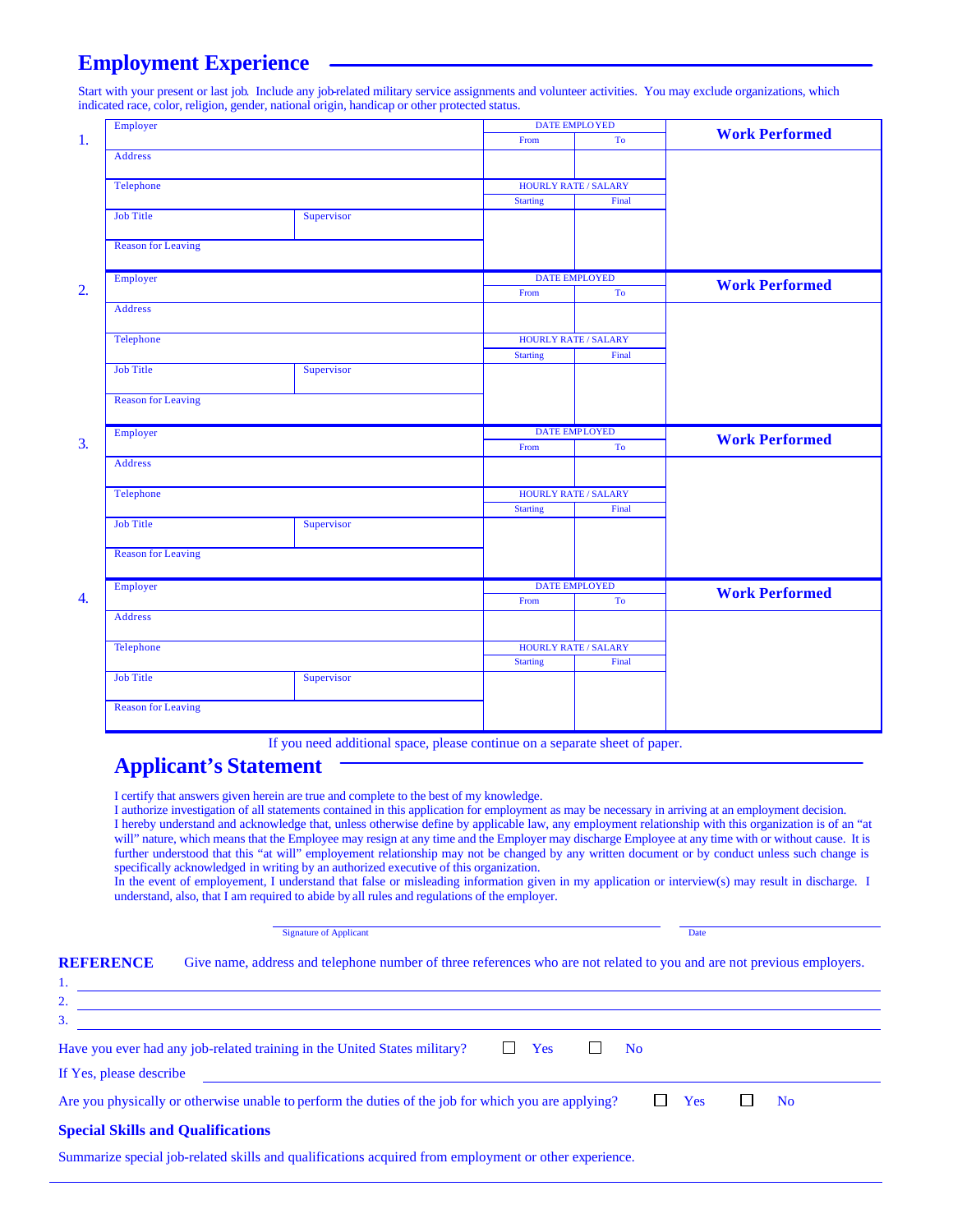## Employment Experience

Start with your present or last job. Include any job-related military service assignments and volunteer activities. You may exclude organizations, which indicated race, color, religion, gender, national origin, handicap or other protected status.

| | | | DATE EMPLOYED | | Work Performed |
|---|---|---|---|---|---|
| 1. | Employer | | From | To | |
| | Address | | | | |
| | Telephone | | HOURLY RATE / SALARY | | |
| | | | Starting | Final | |
| | Job Title | Supervisor | | | |
| | Reason for Leaving | | | | |

| | | | DATE EMPLOYED | | Work Performed |
|---|---|---|---|---|---|
| 2. | Employer | | From | To | |
| | Address | | | | |
| | Telephone | | HOURLY RATE / SALARY | | |
| | | | Starting | Final | |
| | Job Title | Supervisor | | | |
| | Reason for Leaving | | | | |

| | | | DATE EMPLOYED | | Work Performed |
|---|---|---|---|---|---|
| 3. | Employer | | From | To | |
| | Address | | | | |
| | Telephone | | HOURLY RATE / SALARY | | |
| | | | Starting | Final | |
| | Job Title | Supervisor | | | |
| | Reason for Leaving | | | | |

| | | | DATE EMPLOYED | | Work Performed |
|---|---|---|---|---|---|
| 4. | Employer | | From | To | |
| | Address | | | | |
| | Telephone | | HOURLY RATE / SALARY | | |
| | | | Starting | Final | |
| | Job Title | Supervisor | | | |
| | Reason for Leaving | | | | |

If you need additional space, please continue on a separate sheet of paper.

## Applicant's Statement

I certify that answers given herein are true and complete to the best of my knowledge.
I authorize investigation of all statements contained in this application for employment as may be necessary in arriving at an employment decision.
I hereby understand and acknowledge that, unless otherwise define by applicable law, any employment relationship with this organization is of an "at will" nature, which means that the Employee may resign at any time and the Employer may discharge Employee at any time with or without cause. It is further understood that this "at will" employement relationship may not be changed by any written document or by conduct unless such change is specifically acknowledged in writing by an authorized executive of this organization.
In the event of employement, I understand that false or misleading information given in my application or interview(s) may result in discharge. I understand, also, that I am required to abide by all rules and regulations of the employer.

Signature of Applicant ____________________ Date ____________

**REFERENCE** Give name, address and telephone number of three references who are not related to you and are not previous employers.

1. ____________________
2. ____________________
3. ____________________

Have you ever had any job-related training in the United States military? ☐ Yes ☐ No

If Yes, please describe ____________________

Are you physically or otherwise unable to perform the duties of the job for which you are applying? ☐ Yes ☐ No

**Special Skills and Qualifications**

Summarize special job-related skills and qualifications acquired from employment or other experience.